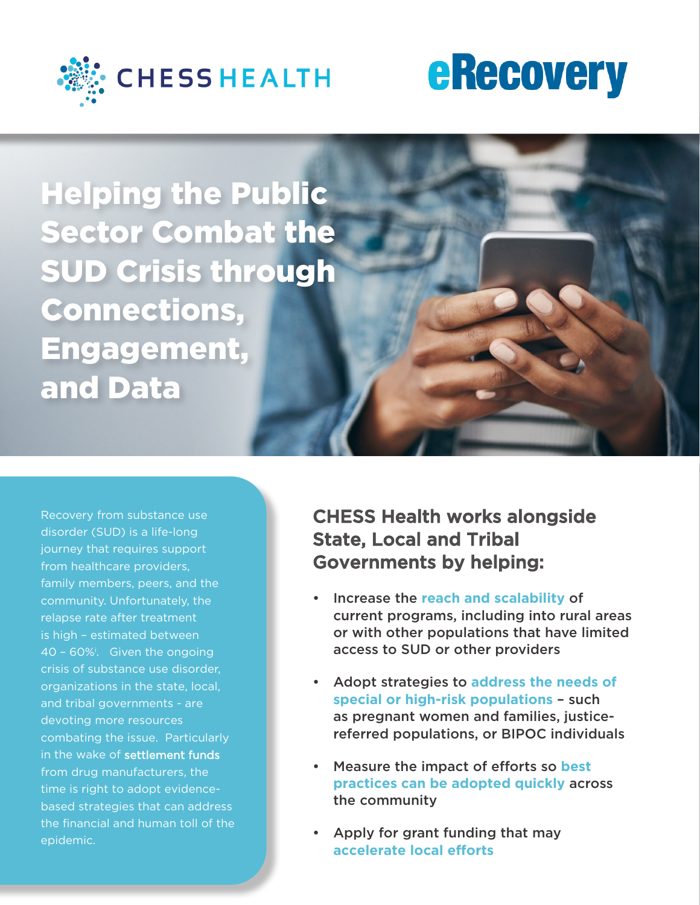CHESS HEALTH

eRecovery

# Helping the Public Sector Combat the SUD Crisis through Connections, Engagement, and Data

Recovery from substance use disorder (SUD) is a life-long journey that requires support from healthcare providers, family members, peers, and the community. Unfortunately, the relapse rate after treatment is high – estimated between 40 – 60%[i]. Given the ongoing crisis of substance use disorder, organizations in the state, local, and tribal governments - are devoting more resources combating the issue. Particularly in the wake of **settlement funds** from drug manufacturers, the time is right to adopt evidence-based strategies that can address the financial and human toll of the epidemic.

## CHESS Health works alongside State, Local and Tribal Governments by helping:

- Increase the **reach and scalability** of current programs, including into rural areas or with other populations that have limited access to SUD or other providers
- Adopt strategies to **address the needs of special or high-risk populations** – such as pregnant women and families, justice-referred populations, or BIPOC individuals
- Measure the impact of efforts so **best practices can be adopted quickly** across the community
- Apply for grant funding that may **accelerate local efforts**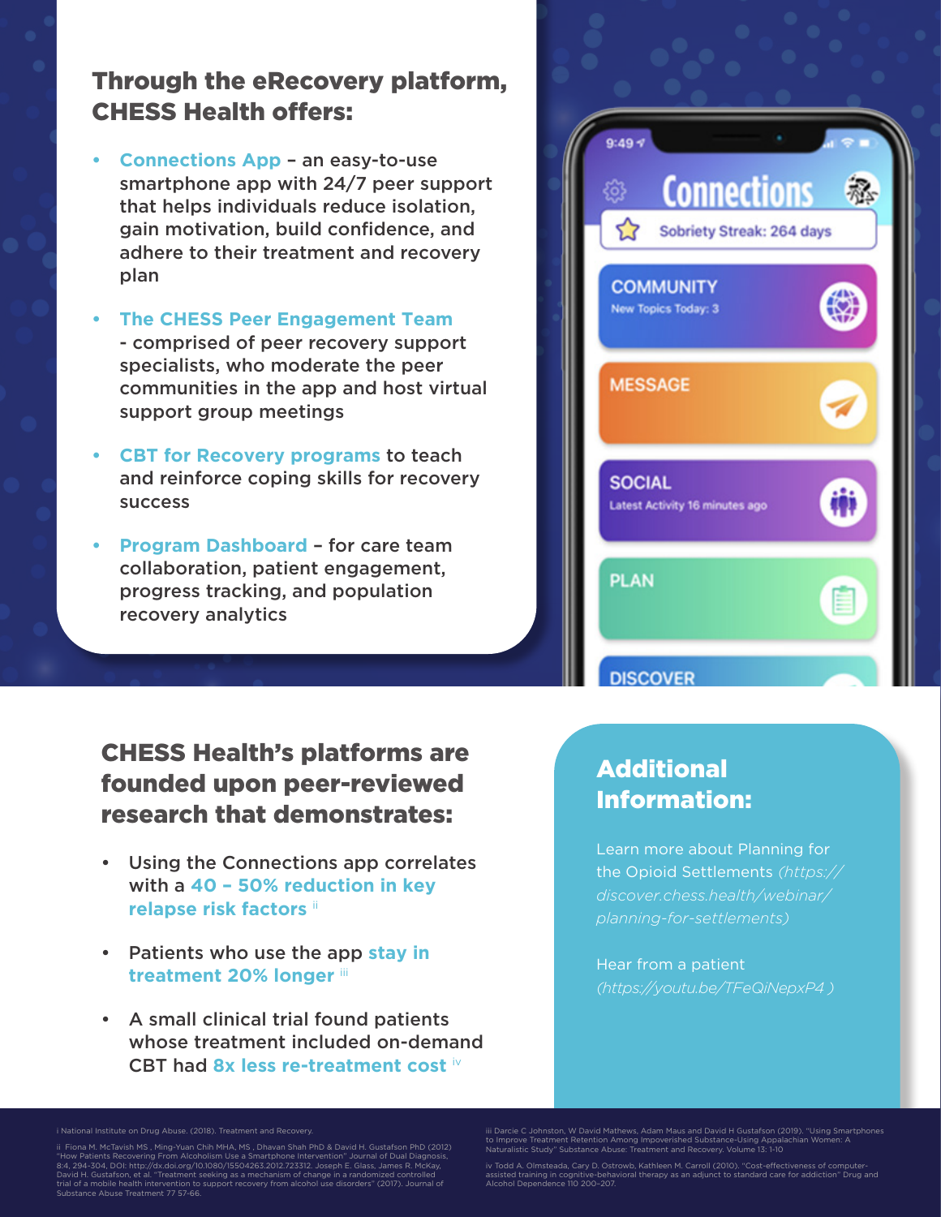## Through the eRecovery platform, CHESS Health offers:

- **Connections App** – an easy-to-use smartphone app with 24/7 peer support that helps individuals reduce isolation, gain motivation, build confidence, and adhere to their treatment and recovery plan
- **The CHESS Peer Engagement Team** - comprised of peer recovery support specialists, who moderate the peer communities in the app and host virtual support group meetings
- **CBT for Recovery programs** to teach and reinforce coping skills for recovery success
- **Program Dashboard** – for care team collaboration, patient engagement, progress tracking, and population recovery analytics

9:49

Connections

Sobriety Streak: 264 days

COMMUNITY
New Topics Today: 3

MESSAGE

SOCIAL
Latest Activity 16 minutes ago

PLAN

DISCOVER

## CHESS Health's platforms are founded upon peer-reviewed research that demonstrates:

- Using the Connections app correlates with a **40 – 50% reduction in key relapse risk factors** [ii]
- Patients who use the app **stay in treatment 20% longer** [iii]
- A small clinical trial found patients whose treatment included on-demand CBT had **8x less re-treatment cost** [iv]

## Additional Information:

Learn more about Planning for the Opioid Settlements *(https://discover.chess.health/webinar/planning-for-settlements)*

Hear from a patient *(https://youtu.be/TFeQiNepxP4 )*

---

i National Institute on Drug Abuse. (2018). Treatment and Recovery.

ii Fiona M. McTavish MS , Ming-Yuan Chih MHA, MS , Dhavan Shah PhD & David H. Gustafson PhD (2012) "How Patients Recovering From Alcoholism Use a Smartphone Intervention" Journal of Dual Diagnosis, 8:4, 294-304, DOI: http://dx.doi.org/10.1080/15504263.2012.723312. Joseph E. Glass, James R. McKay, David H. Gustafson, et al. "Treatment seeking as a mechanism of change in a randomized controlled trial of a mobile health intervention to support recovery from alcohol use disorders" (2017). Journal of Substance Abuse Treatment 77 57-66.

iii Darcie C Johnston, W David Mathews, Adam Maus and David H Gustafson (2019). "Using Smartphones to Improve Treatment Retention Among Impoverished Substance-Using Appalachian Women: A Naturalistic Study" Substance Abuse: Treatment and Recovery. Volume 13: 1-10

iv Todd A. Olmsteada, Cary D. Ostrowb, Kathleen M. Carroll (2010). "Cost-effectiveness of computer-assisted training in cognitive-behavioral therapy as an adjunct to standard care for addiction" Drug and Alcohol Dependence 110 200–207.